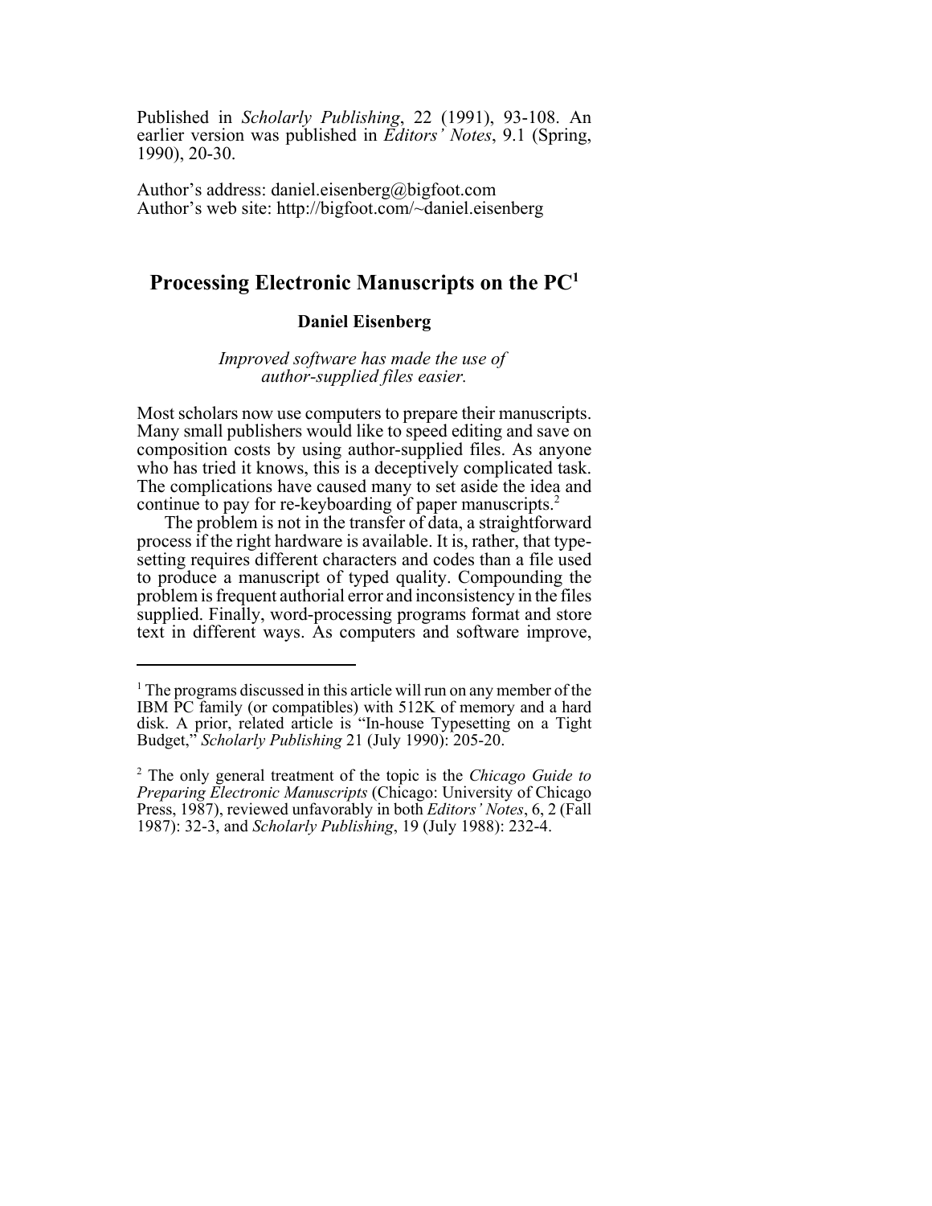Published in *Scholarly Publishing*, 22 (1991), 93-108. An earlier version was published in *Editors' Notes*, 9.1 (Spring, 1990), 20-30.

Author's address: daniel.eisenberg@bigfoot.com
Author's web site: http://bigfoot.com/~daniel.eisenberg

# Processing Electronic Manuscripts on the PC[1]

**Daniel Eisenberg**

*Improved software has made the use of author-supplied files easier.*

Most scholars now use computers to prepare their manuscripts. Many small publishers would like to speed editing and save on composition costs by using author-supplied files. As anyone who has tried it knows, this is a deceptively complicated task. The complications have caused many to set aside the idea and continue to pay for re-keyboarding of paper manuscripts.[2]

The problem is not in the transfer of data, a straightforward process if the right hardware is available. It is, rather, that type-setting requires different characters and codes than a file used to produce a manuscript of typed quality. Compounding the problem is frequent authorial error and inconsistency in the files supplied. Finally, word-processing programs format and store text in different ways. As computers and software improve,

---

[1] The programs discussed in this article will run on any member of the IBM PC family (or compatibles) with 512K of memory and a hard disk. A prior, related article is "In-house Typesetting on a Tight Budget," *Scholarly Publishing* 21 (July 1990): 205-20.

[2] The only general treatment of the topic is the *Chicago Guide to Preparing Electronic Manuscripts* (Chicago: University of Chicago Press, 1987), reviewed unfavorably in both *Editors' Notes*, 6, 2 (Fall 1987): 32-3, and *Scholarly Publishing*, 19 (July 1988): 232-4.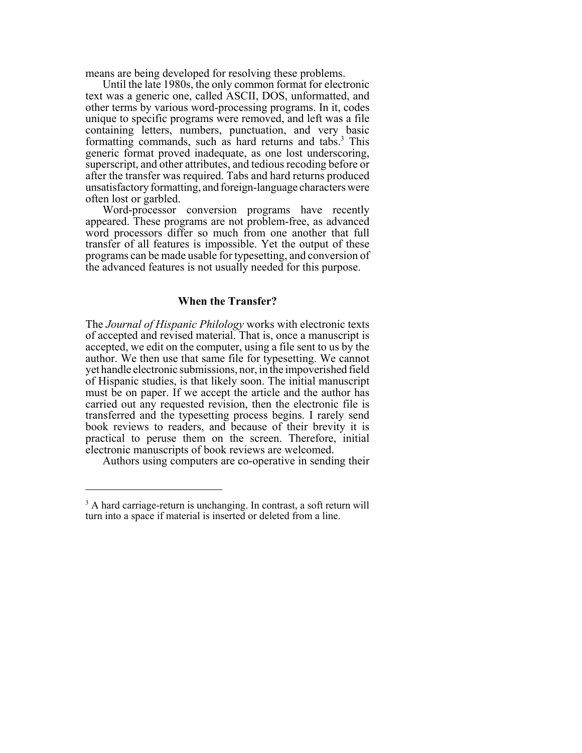means are being developed for resolving these problems.

Until the late 1980s, the only common format for electronic text was a generic one, called ASCII, DOS, unformatted, and other terms by various word-processing programs. In it, codes unique to specific programs were removed, and left was a file containing letters, numbers, punctuation, and very basic formatting commands, such as hard returns and tabs.[3] This generic format proved inadequate, as one lost underscoring, superscript, and other attributes, and tedious recoding before or after the transfer was required. Tabs and hard returns produced unsatisfactory formatting, and foreign-language characters were often lost or garbled.

Word-processor conversion programs have recently appeared. These programs are not problem-free, as advanced word processors differ so much from one another that full transfer of all features is impossible. Yet the output of these programs can be made usable for typesetting, and conversion of the advanced features is not usually needed for this purpose.

## When the Transfer?

The *Journal of Hispanic Philology* works with electronic texts of accepted and revised material. That is, once a manuscript is accepted, we edit on the computer, using a file sent to us by the author. We then use that same file for typesetting. We cannot yet handle electronic submissions, nor, in the impoverished field of Hispanic studies, is that likely soon. The initial manuscript must be on paper. If we accept the article and the author has carried out any requested revision, then the electronic file is transferred and the typesetting process begins. I rarely send book reviews to readers, and because of their brevity it is practical to peruse them on the screen. Therefore, initial electronic manuscripts of book reviews are welcomed.

Authors using computers are co-operative in sending their

---

[3] A hard carriage-return is unchanging. In contrast, a soft return will turn into a space if material is inserted or deleted from a line.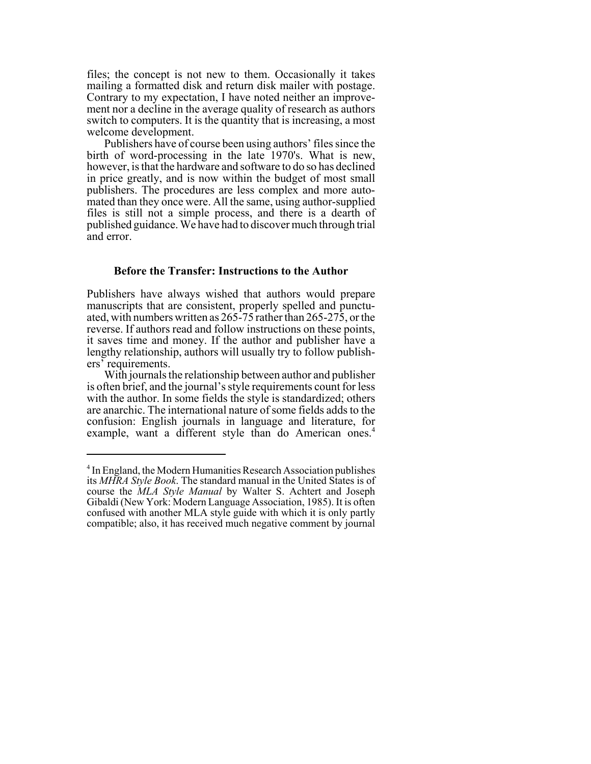files; the concept is not new to them. Occasionally it takes mailing a formatted disk and return disk mailer with postage. Contrary to my expectation, I have noted neither an improvement nor a decline in the average quality of research as authors switch to computers. It is the quantity that is increasing, a most welcome development.

Publishers have of course been using authors' files since the birth of word-processing in the late 1970's. What is new, however, is that the hardware and software to do so has declined in price greatly, and is now within the budget of most small publishers. The procedures are less complex and more automated than they once were. All the same, using author-supplied files is still not a simple process, and there is a dearth of published guidance. We have had to discover much through trial and error.

### Before the Transfer: Instructions to the Author

Publishers have always wished that authors would prepare manuscripts that are consistent, properly spelled and punctuated, with numbers written as 265-75 rather than 265-275, or the reverse. If authors read and follow instructions on these points, it saves time and money. If the author and publisher have a lengthy relationship, authors will usually try to follow publishers' requirements.

With journals the relationship between author and publisher is often brief, and the journal's style requirements count for less with the author. In some fields the style is standardized; others are anarchic. The international nature of some fields adds to the confusion: English journals in language and literature, for example, want a different style than do American ones.[4]

---

[4] In England, the Modern Humanities Research Association publishes its *MHRA Style Book*. The standard manual in the United States is of course the *MLA Style Manual* by Walter S. Achtert and Joseph Gibaldi (New York: Modern Language Association, 1985). It is often confused with another MLA style guide with which it is only partly compatible; also, it has received much negative comment by journal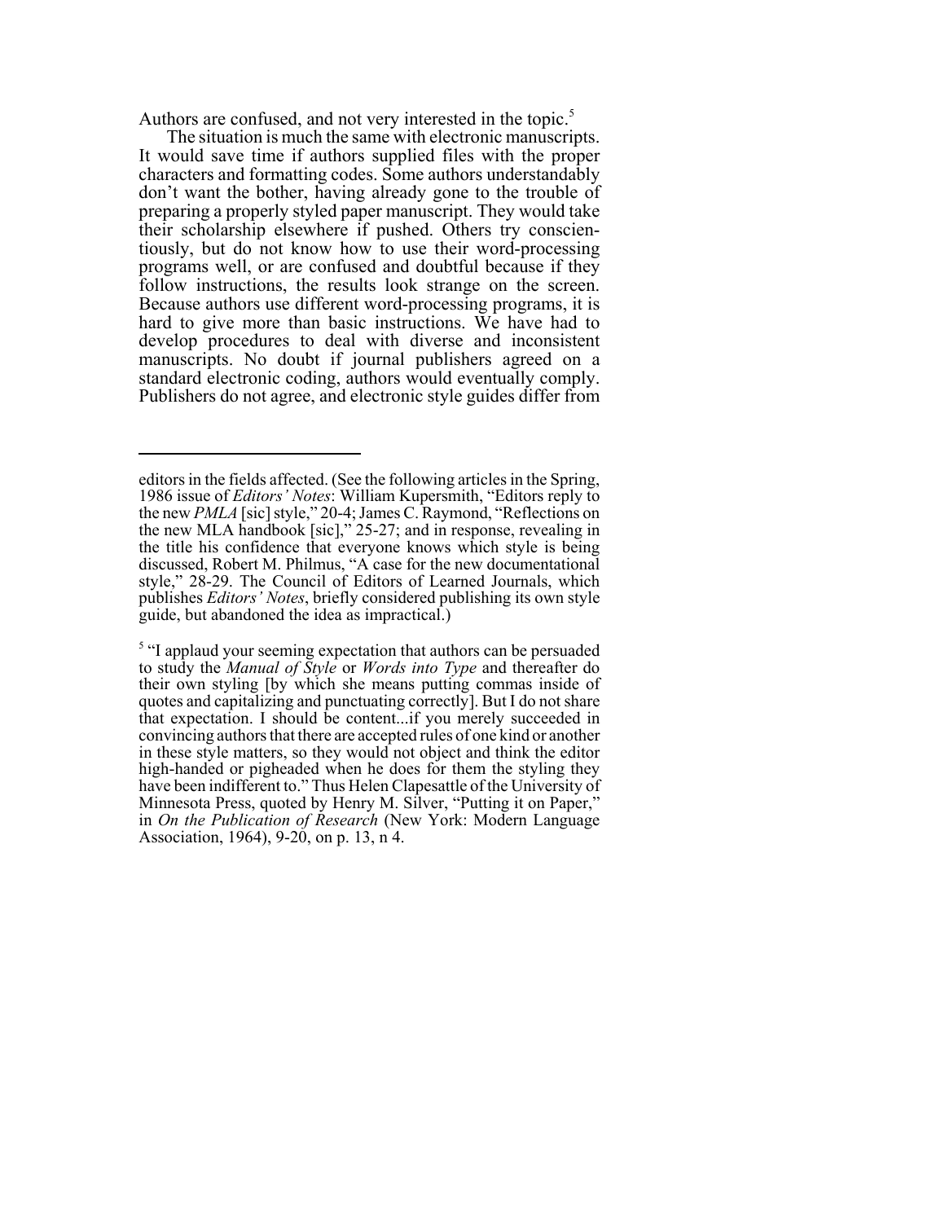Authors are confused, and not very interested in the topic.[5]

The situation is much the same with electronic manuscripts. It would save time if authors supplied files with the proper characters and formatting codes. Some authors understandably don't want the bother, having already gone to the trouble of preparing a properly styled paper manuscript. They would take their scholarship elsewhere if pushed. Others try conscientiously, but do not know how to use their word-processing programs well, or are confused and doubtful because if they follow instructions, the results look strange on the screen. Because authors use different word-processing programs, it is hard to give more than basic instructions. We have had to develop procedures to deal with diverse and inconsistent manuscripts. No doubt if journal publishers agreed on a standard electronic coding, authors would eventually comply. Publishers do not agree, and electronic style guides differ from

---

editors in the fields affected. (See the following articles in the Spring, 1986 issue of *Editors' Notes*: William Kupersmith, "Editors reply to the new *PMLA* [sic] style," 20-4; James C. Raymond, "Reflections on the new MLA handbook [sic]," 25-27; and in response, revealing in the title his confidence that everyone knows which style is being discussed, Robert M. Philmus, "A case for the new documentational style," 28-29. The Council of Editors of Learned Journals, which publishes *Editors' Notes*, briefly considered publishing its own style guide, but abandoned the idea as impractical.)

[5] "I applaud your seeming expectation that authors can be persuaded to study the *Manual of Style* or *Words into Type* and thereafter do their own styling [by which she means putting commas inside of quotes and capitalizing and punctuating correctly]. But I do not share that expectation. I should be content...if you merely succeeded in convincing authors that there are accepted rules of one kind or another in these style matters, so they would not object and think the editor high-handed or pigheaded when he does for them the styling they have been indifferent to." Thus Helen Clapesattle of the University of Minnesota Press, quoted by Henry M. Silver, "Putting it on Paper," in *On the Publication of Research* (New York: Modern Language Association, 1964), 9-20, on p. 13, n 4.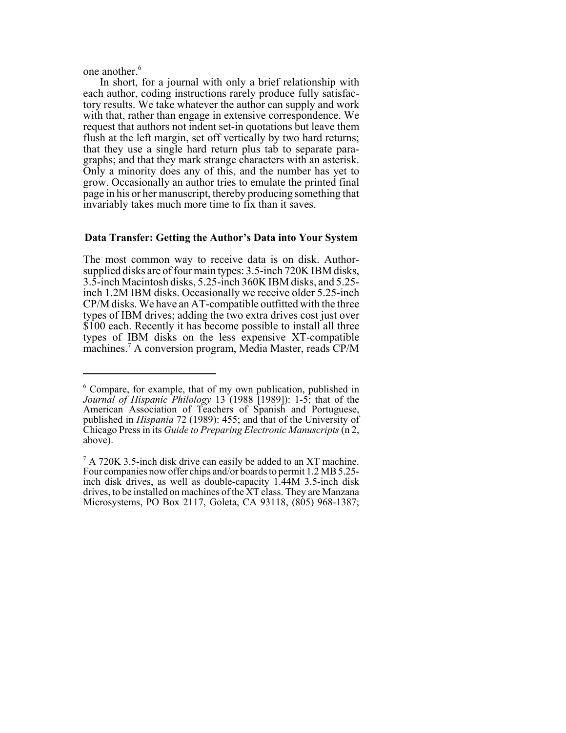one another.[6]

In short, for a journal with only a brief relationship with each author, coding instructions rarely produce fully satisfactory results. We take whatever the author can supply and work with that, rather than engage in extensive correspondence. We request that authors not indent set-in quotations but leave them flush at the left margin, set off vertically by two hard returns; that they use a single hard return plus tab to separate paragraphs; and that they mark strange characters with an asterisk. Only a minority does any of this, and the number has yet to grow. Occasionally an author tries to emulate the printed final page in his or her manuscript, thereby producing something that invariably takes much more time to fix than it saves.

### Data Transfer: Getting the Author's Data into Your System

The most common way to receive data is on disk. Author-supplied disks are of four main types: 3.5-inch 720K IBM disks, 3.5-inch Macintosh disks, 5.25-inch 360K IBM disks, and 5.25-inch 1.2M IBM disks. Occasionally we receive older 5.25-inch CP/M disks. We have an AT-compatible outfitted with the three types of IBM drives; adding the two extra drives cost just over $100 each. Recently it has become possible to install all three types of IBM disks on the less expensive XT-compatible machines.[7] A conversion program, Media Master, reads CP/M

---

[6] Compare, for example, that of my own publication, published in *Journal of Hispanic Philology* 13 (1988 [1989]): 1-5; that of the American Association of Teachers of Spanish and Portuguese, published in *Hispania* 72 (1989): 455; and that of the University of Chicago Press in its *Guide to Preparing Electronic Manuscripts* (n 2, above).

[7] A 720K 3.5-inch disk drive can easily be added to an XT machine. Four companies now offer chips and/or boards to permit 1.2 MB 5.25-inch disk drives, as well as double-capacity 1.44M 3.5-inch disk drives, to be installed on machines of the XT class. They are Manzana Microsystems, PO Box 2117, Goleta, CA 93118, (805) 968-1387;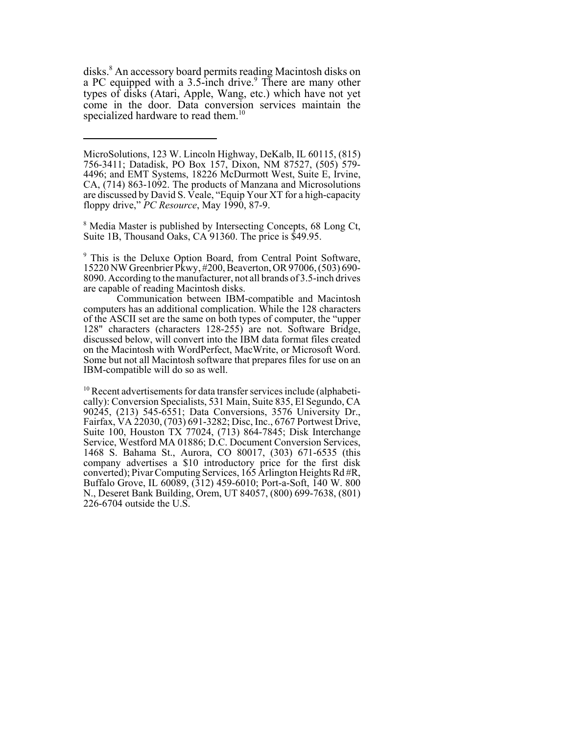disks.[8] An accessory board permits reading Macintosh disks on a PC equipped with a 3.5-inch drive.[9] There are many other types of disks (Atari, Apple, Wang, etc.) which have not yet come in the door. Data conversion services maintain the specialized hardware to read them.[10]

---

MicroSolutions, 123 W. Lincoln Highway, DeKalb, IL 60115, (815) 756-3411; Datadisk, PO Box 157, Dixon, NM 87527, (505) 579-4496; and EMT Systems, 18226 McDurmott West, Suite E, Irvine, CA, (714) 863-1092. The products of Manzana and Microsolutions are discussed by David S. Veale, "Equip Your XT for a high-capacity floppy drive," *PC Resource*, May 1990, 87-9.

[8] Media Master is published by Intersecting Concepts, 68 Long Ct, Suite 1B, Thousand Oaks, CA 91360. The price is $49.95.

[9] This is the Deluxe Option Board, from Central Point Software, 15220 NW Greenbrier Pkwy, #200, Beaverton, OR 97006, (503) 690-8090. According to the manufacturer, not all brands of 3.5-inch drives are capable of reading Macintosh disks.

Communication between IBM-compatible and Macintosh computers has an additional complication. While the 128 characters of the ASCII set are the same on both types of computer, the "upper 128" characters (characters 128-255) are not. Software Bridge, discussed below, will convert into the IBM data format files created on the Macintosh with WordPerfect, MacWrite, or Microsoft Word. Some but not all Macintosh software that prepares files for use on an IBM-compatible will do so as well.

[10] Recent advertisements for data transfer services include (alphabetically): Conversion Specialists, 531 Main, Suite 835, El Segundo, CA 90245, (213) 545-6551; Data Conversions, 3576 University Dr., Fairfax, VA 22030, (703) 691-3282; Disc, Inc., 6767 Portwest Drive, Suite 100, Houston TX 77024, (713) 864-7845; Disk Interchange Service, Westford MA 01886; D.C. Document Conversion Services, 1468 S. Bahama St., Aurora, CO 80017, (303) 671-6535 (this company advertises a $10 introductory price for the first disk converted); Pivar Computing Services, 165 Arlington Heights Rd #R, Buffalo Grove, IL 60089, (312) 459-6010; Port-a-Soft, 140 W. 800 N., Deseret Bank Building, Orem, UT 84057, (800) 699-7638, (801) 226-6704 outside the U.S.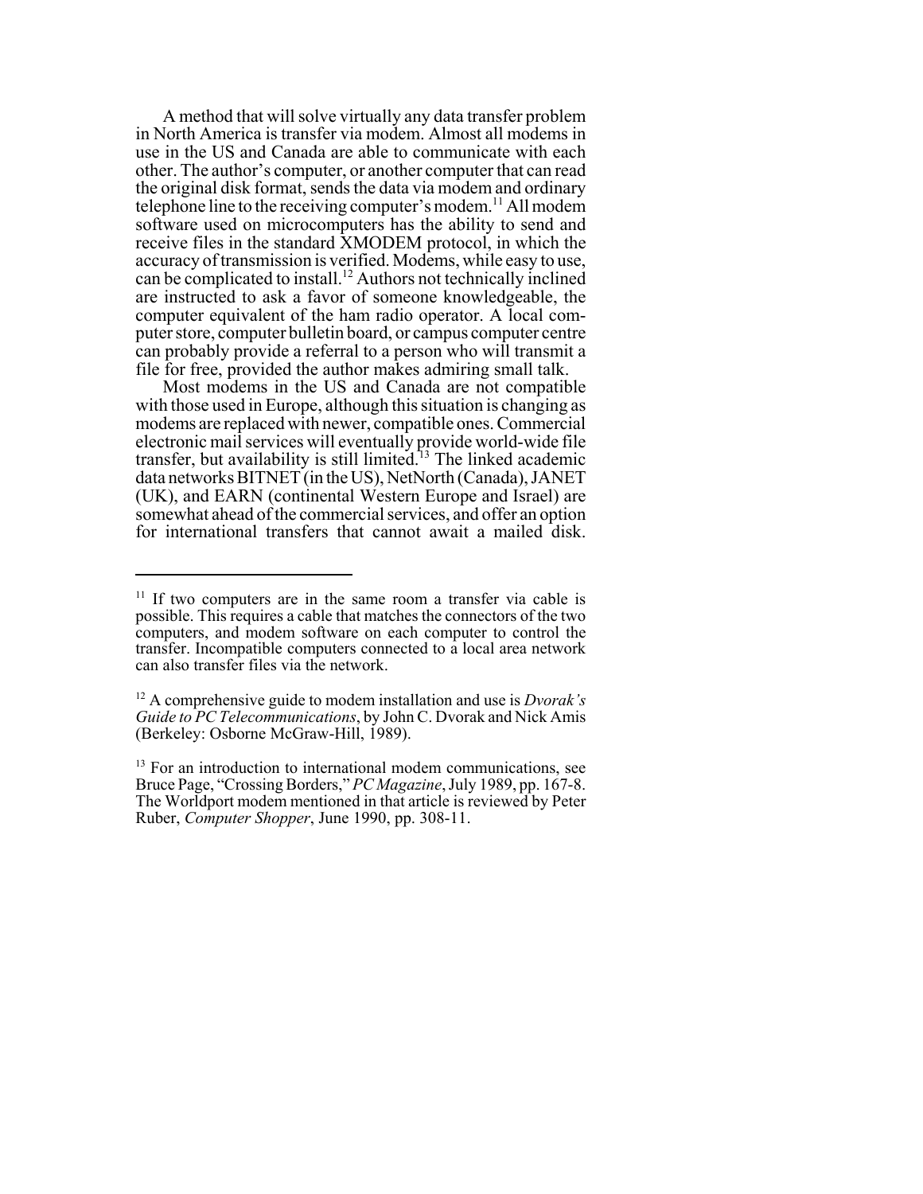A method that will solve virtually any data transfer problem in North America is transfer via modem. Almost all modems in use in the US and Canada are able to communicate with each other. The author's computer, or another computer that can read the original disk format, sends the data via modem and ordinary telephone line to the receiving computer's modem.[11] All modem software used on microcomputers has the ability to send and receive files in the standard XMODEM protocol, in which the accuracy of transmission is verified. Modems, while easy to use, can be complicated to install.[12] Authors not technically inclined are instructed to ask a favor of someone knowledgeable, the computer equivalent of the ham radio operator. A local computer store, computer bulletin board, or campus computer centre can probably provide a referral to a person who will transmit a file for free, provided the author makes admiring small talk.

Most modems in the US and Canada are not compatible with those used in Europe, although this situation is changing as modems are replaced with newer, compatible ones. Commercial electronic mail services will eventually provide world-wide file transfer, but availability is still limited.[13] The linked academic data networks BITNET (in the US), NetNorth (Canada), JANET (UK), and EARN (continental Western Europe and Israel) are somewhat ahead of the commercial services, and offer an option for international transfers that cannot await a mailed disk.

---

[11] If two computers are in the same room a transfer via cable is possible. This requires a cable that matches the connectors of the two computers, and modem software on each computer to control the transfer. Incompatible computers connected to a local area network can also transfer files via the network.

[12] A comprehensive guide to modem installation and use is *Dvorak's Guide to PC Telecommunications*, by John C. Dvorak and Nick Amis (Berkeley: Osborne McGraw-Hill, 1989).

[13] For an introduction to international modem communications, see Bruce Page, "Crossing Borders," *PC Magazine*, July 1989, pp. 167-8. The Worldport modem mentioned in that article is reviewed by Peter Ruber, *Computer Shopper*, June 1990, pp. 308-11.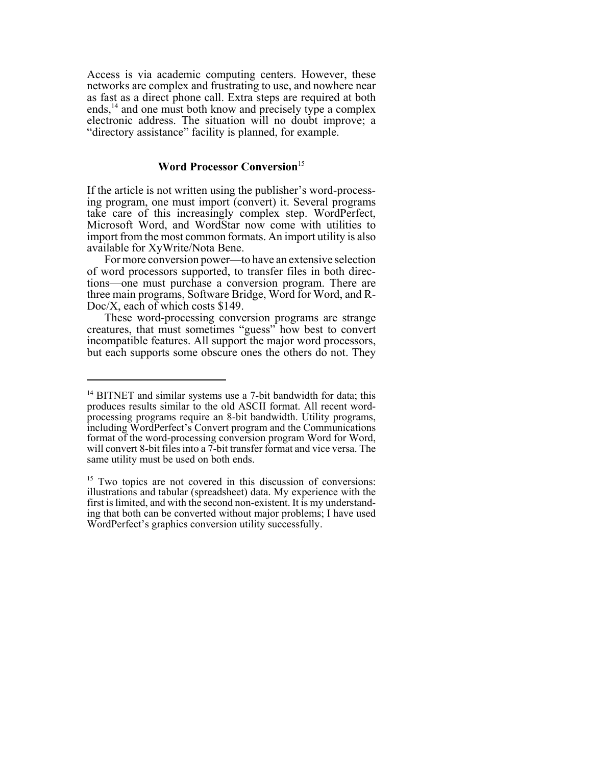Access is via academic computing centers. However, these networks are complex and frustrating to use, and nowhere near as fast as a direct phone call. Extra steps are required at both ends,[14] and one must both know and precisely type a complex electronic address. The situation will no doubt improve; a "directory assistance" facility is planned, for example.

## Word Processor Conversion[15]

If the article is not written using the publisher's word-processing program, one must import (convert) it. Several programs take care of this increasingly complex step. WordPerfect, Microsoft Word, and WordStar now come with utilities to import from the most common formats. An import utility is also available for XyWrite/Nota Bene.

For more conversion power—to have an extensive selection of word processors supported, to transfer files in both directions—one must purchase a conversion program. There are three main programs, Software Bridge, Word for Word, and R-Doc/X, each of which costs $149.

These word-processing conversion programs are strange creatures, that must sometimes "guess" how best to convert incompatible features. All support the major word processors, but each supports some obscure ones the others do not. They

---

[14] BITNET and similar systems use a 7-bit bandwidth for data; this produces results similar to the old ASCII format. All recent word-processing programs require an 8-bit bandwidth. Utility programs, including WordPerfect's Convert program and the Communications format of the word-processing conversion program Word for Word, will convert 8-bit files into a 7-bit transfer format and vice versa. The same utility must be used on both ends.

[15] Two topics are not covered in this discussion of conversions: illustrations and tabular (spreadsheet) data. My experience with the first is limited, and with the second non-existent. It is my understanding that both can be converted without major problems; I have used WordPerfect's graphics conversion utility successfully.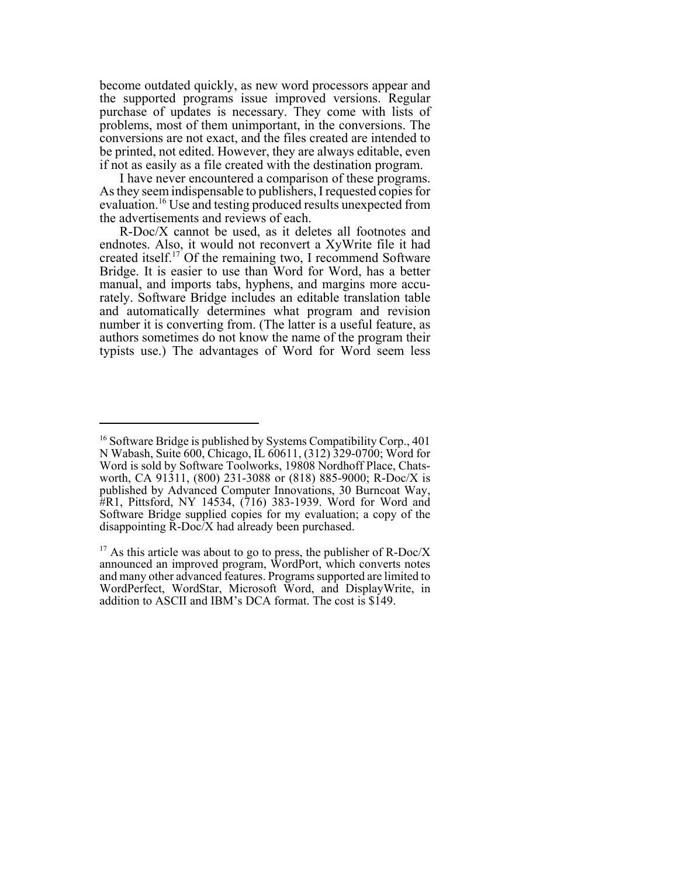become outdated quickly, as new word processors appear and the supported programs issue improved versions. Regular purchase of updates is necessary. They come with lists of problems, most of them unimportant, in the conversions. The conversions are not exact, and the files created are intended to be printed, not edited. However, they are always editable, even if not as easily as a file created with the destination program.

I have never encountered a comparison of these programs. As they seem indispensable to publishers, I requested copies for evaluation.[16] Use and testing produced results unexpected from the advertisements and reviews of each.

R-Doc/X cannot be used, as it deletes all footnotes and endnotes. Also, it would not reconvert a XyWrite file it had created itself.[17] Of the remaining two, I recommend Software Bridge. It is easier to use than Word for Word, has a better manual, and imports tabs, hyphens, and margins more accurately. Software Bridge includes an editable translation table and automatically determines what program and revision number it is converting from. (The latter is a useful feature, as authors sometimes do not know the name of the program their typists use.) The advantages of Word for Word seem less

---

[16] Software Bridge is published by Systems Compatibility Corp., 401 N Wabash, Suite 600, Chicago, IL 60611, (312) 329-0700; Word for Word is sold by Software Toolworks, 19808 Nordhoff Place, Chatsworth, CA 91311, (800) 231-3088 or (818) 885-9000; R-Doc/X is published by Advanced Computer Innovations, 30 Burncoat Way, #R1, Pittsford, NY 14534, (716) 383-1939. Word for Word and Software Bridge supplied copies for my evaluation; a copy of the disappointing R-Doc/X had already been purchased.

[17] As this article was about to go to press, the publisher of R-Doc/X announced an improved program, WordPort, which converts notes and many other advanced features. Programs supported are limited to WordPerfect, WordStar, Microsoft Word, and DisplayWrite, in addition to ASCII and IBM's DCA format. The cost is $149.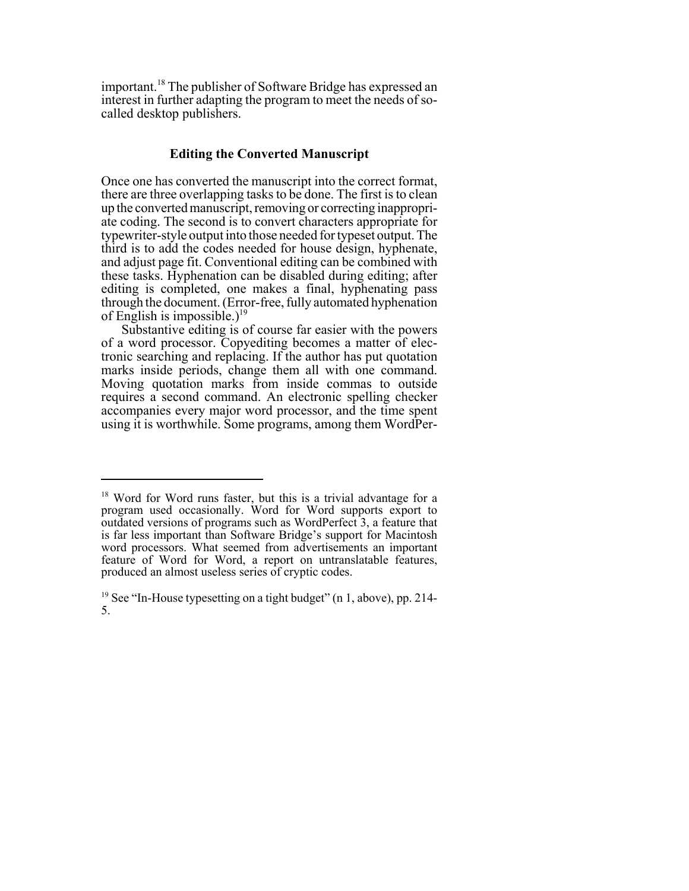important.[18] The publisher of Software Bridge has expressed an interest in further adapting the program to meet the needs of so-called desktop publishers.

### Editing the Converted Manuscript

Once one has converted the manuscript into the correct format, there are three overlapping tasks to be done. The first is to clean up the converted manuscript, removing or correcting inappropriate coding. The second is to convert characters appropriate for typewriter-style output into those needed for typeset output. The third is to add the codes needed for house design, hyphenate, and adjust page fit. Conventional editing can be combined with these tasks. Hyphenation can be disabled during editing; after editing is completed, one makes a final, hyphenating pass through the document. (Error-free, fully automated hyphenation of English is impossible.)[19]

Substantive editing is of course far easier with the powers of a word processor. Copyediting becomes a matter of electronic searching and replacing. If the author has put quotation marks inside periods, change them all with one command. Moving quotation marks from inside commas to outside requires a second command. An electronic spelling checker accompanies every major word processor, and the time spent using it is worthwhile. Some programs, among them WordPer-

---

[18] Word for Word runs faster, but this is a trivial advantage for a program used occasionally. Word for Word supports export to outdated versions of programs such as WordPerfect 3, a feature that is far less important than Software Bridge's support for Macintosh word processors. What seemed from advertisements an important feature of Word for Word, a report on untranslatable features, produced an almost useless series of cryptic codes.

[19] See "In-House typesetting on a tight budget" (n 1, above), pp. 214-5.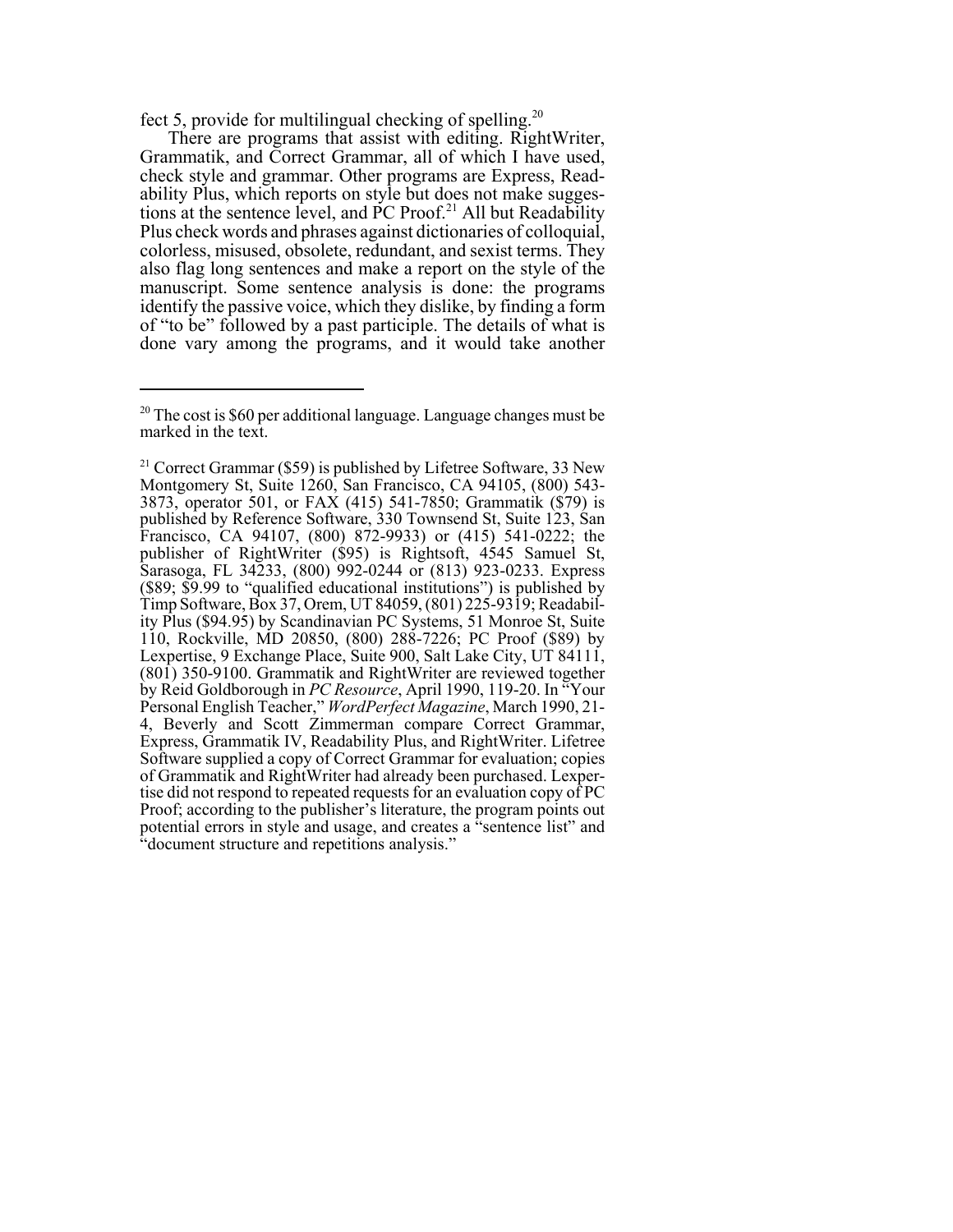fect 5, provide for multilingual checking of spelling.[20]

There are programs that assist with editing. RightWriter, Grammatik, and Correct Grammar, all of which I have used, check style and grammar. Other programs are Express, Readability Plus, which reports on style but does not make suggestions at the sentence level, and PC Proof.[21] All but Readability Plus check words and phrases against dictionaries of colloquial, colorless, misused, obsolete, redundant, and sexist terms. They also flag long sentences and make a report on the style of the manuscript. Some sentence analysis is done: the programs identify the passive voice, which they dislike, by finding a form of "to be" followed by a past participle. The details of what is done vary among the programs, and it would take another

---

[20] The cost is $60 per additional language. Language changes must be marked in the text.

[21] Correct Grammar ($59) is published by Lifetree Software, 33 New Montgomery St, Suite 1260, San Francisco, CA 94105, (800) 543-3873, operator 501, or FAX (415) 541-7850; Grammatik ($79) is published by Reference Software, 330 Townsend St, Suite 123, San Francisco, CA 94107, (800) 872-9933) or (415) 541-0222; the publisher of RightWriter ($95) is Rightsoft, 4545 Samuel St, Sarasoga, FL 34233, (800) 992-0244 or (813) 923-0233. Express ($89; $9.99 to "qualified educational institutions") is published by Timp Software, Box 37, Orem, UT 84059, (801) 225-9319; Readability Plus ($94.95) by Scandinavian PC Systems, 51 Monroe St, Suite 110, Rockville, MD 20850, (800) 288-7226; PC Proof ($89) by Lexpertise, 9 Exchange Place, Suite 900, Salt Lake City, UT 84111, (801) 350-9100. Grammatik and RightWriter are reviewed together by Reid Goldborough in *PC Resource*, April 1990, 119-20. In "Your Personal English Teacher," *WordPerfect Magazine*, March 1990, 21-4, Beverly and Scott Zimmerman compare Correct Grammar, Express, Grammatik IV, Readability Plus, and RightWriter. Lifetree Software supplied a copy of Correct Grammar for evaluation; copies of Grammatik and RightWriter had already been purchased. Lexpertise did not respond to repeated requests for an evaluation copy of PC Proof; according to the publisher's literature, the program points out potential errors in style and usage, and creates a "sentence list" and "document structure and repetitions analysis."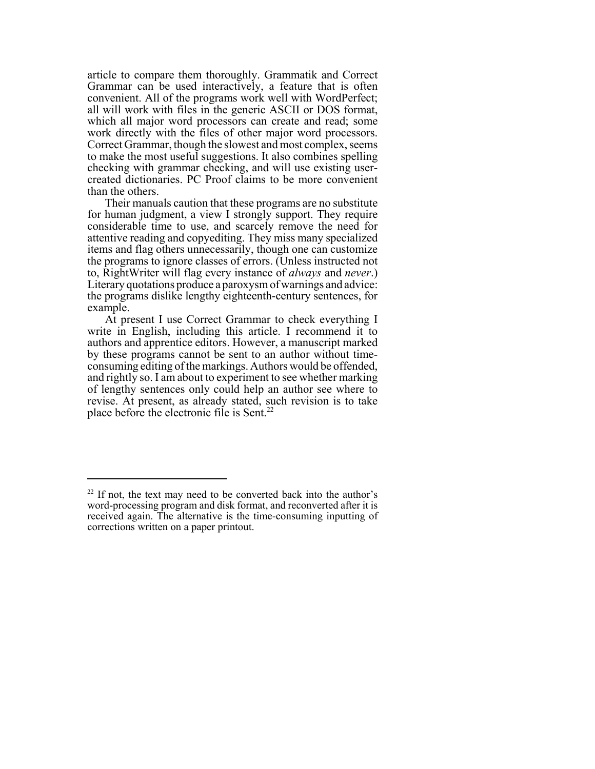article to compare them thoroughly. Grammatik and Correct Grammar can be used interactively, a feature that is often convenient. All of the programs work well with WordPerfect; all will work with files in the generic ASCII or DOS format, which all major word processors can create and read; some work directly with the files of other major word processors. Correct Grammar, though the slowest and most complex, seems to make the most useful suggestions. It also combines spelling checking with grammar checking, and will use existing user-created dictionaries. PC Proof claims to be more convenient than the others.

Their manuals caution that these programs are no substitute for human judgment, a view I strongly support. They require considerable time to use, and scarcely remove the need for attentive reading and copyediting. They miss many specialized items and flag others unnecessarily, though one can customize the programs to ignore classes of errors. (Unless instructed not to, RightWriter will flag every instance of *always* and *never*.) Literary quotations produce a paroxysm of warnings and advice: the programs dislike lengthy eighteenth-century sentences, for example.

At present I use Correct Grammar to check everything I write in English, including this article. I recommend it to authors and apprentice editors. However, a manuscript marked by these programs cannot be sent to an author without time-consuming editing of the markings. Authors would be offended, and rightly so. I am about to experiment to see whether marking of lengthy sentences only could help an author see where to revise. At present, as already stated, such revision is to take place before the electronic file is Sent.[22]

---

[22] If not, the text may need to be converted back into the author's word-processing program and disk format, and reconverted after it is received again. The alternative is the time-consuming inputting of corrections written on a paper printout.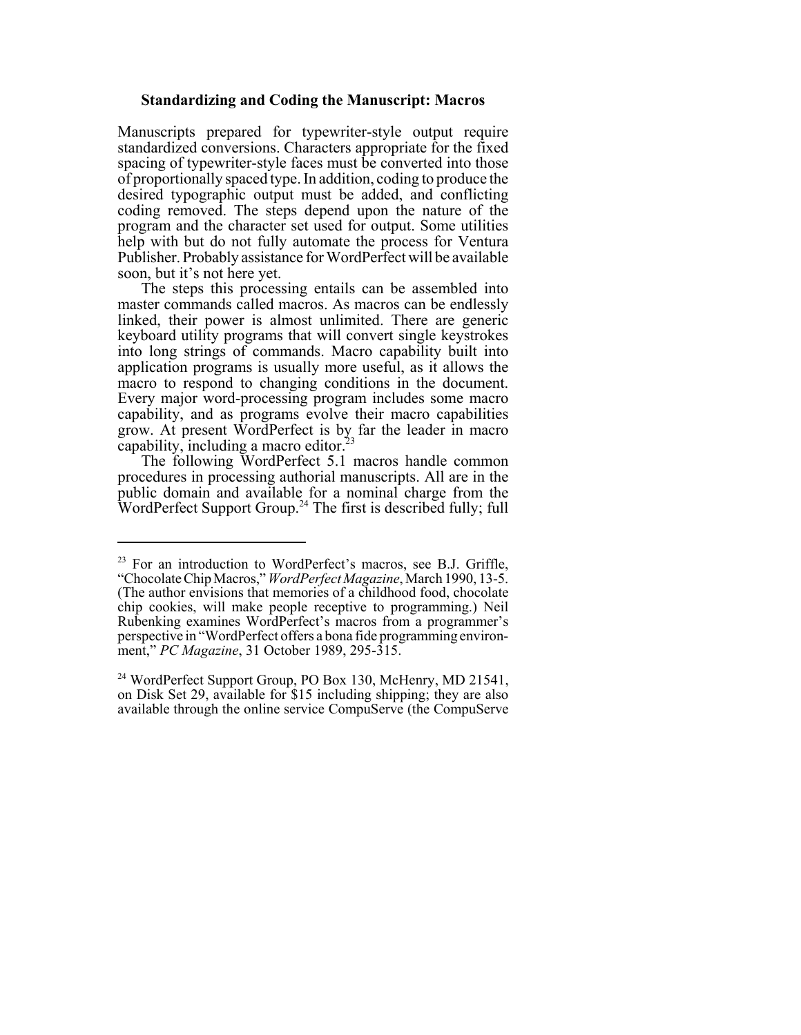### Standardizing and Coding the Manuscript: Macros

Manuscripts prepared for typewriter-style output require standardized conversions. Characters appropriate for the fixed spacing of typewriter-style faces must be converted into those of proportionally spaced type. In addition, coding to produce the desired typographic output must be added, and conflicting coding removed. The steps depend upon the nature of the program and the character set used for output. Some utilities help with but do not fully automate the process for Ventura Publisher. Probably assistance for WordPerfect will be available soon, but it's not here yet.

The steps this processing entails can be assembled into master commands called macros. As macros can be endlessly linked, their power is almost unlimited. There are generic keyboard utility programs that will convert single keystrokes into long strings of commands. Macro capability built into application programs is usually more useful, as it allows the macro to respond to changing conditions in the document. Every major word-processing program includes some macro capability, and as programs evolve their macro capabilities grow. At present WordPerfect is by far the leader in macro capability, including a macro editor.[23]

The following WordPerfect 5.1 macros handle common procedures in processing authorial manuscripts. All are in the public domain and available for a nominal charge from the WordPerfect Support Group.[24] The first is described fully; full

---

[23] For an introduction to WordPerfect's macros, see B.J. Griffle, "Chocolate Chip Macros," *WordPerfect Magazine*, March 1990, 13-5. (The author envisions that memories of a childhood food, chocolate chip cookies, will make people receptive to programming.) Neil Rubenking examines WordPerfect's macros from a programmer's perspective in "WordPerfect offers a bona fide programming environment," *PC Magazine*, 31 October 1989, 295-315.

[24] WordPerfect Support Group, PO Box 130, McHenry, MD 21541, on Disk Set 29, available for $15 including shipping; they are also available through the online service CompuServe (the CompuServe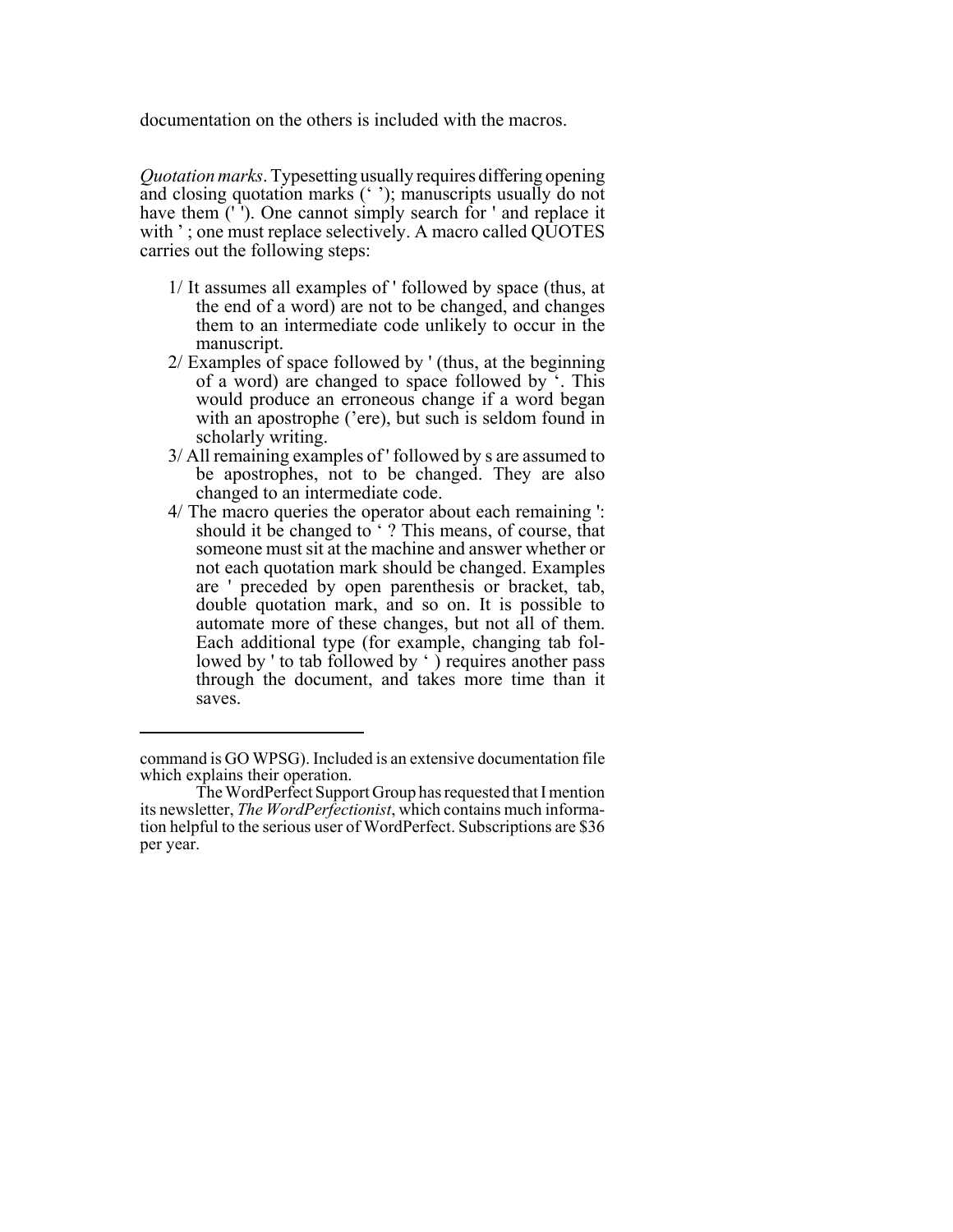documentation on the others is included with the macros.

*Quotation marks*. Typesetting usually requires differing opening and closing quotation marks (‘ ’); manuscripts usually do not have them (' '). One cannot simply search for ' and replace it with ’ ; one must replace selectively. A macro called QUOTES carries out the following steps:

1/ It assumes all examples of ' followed by space (thus, at the end of a word) are not to be changed, and changes them to an intermediate code unlikely to occur in the manuscript.

2/ Examples of space followed by ' (thus, at the beginning of a word) are changed to space followed by ‘. This would produce an erroneous change if a word began with an apostrophe (’ere), but such is seldom found in scholarly writing.

3/ All remaining examples of ' followed by s are assumed to be apostrophes, not to be changed. They are also changed to an intermediate code.

4/ The macro queries the operator about each remaining ': should it be changed to ‘ ? This means, of course, that someone must sit at the machine and answer whether or not each quotation mark should be changed. Examples are ' preceded by open parenthesis or bracket, tab, double quotation mark, and so on. It is possible to automate more of these changes, but not all of them. Each additional type (for example, changing tab followed by ' to tab followed by ‘ ) requires another pass through the document, and takes more time than it saves.

---

command is GO WPSG). Included is an extensive documentation file which explains their operation.

The WordPerfect Support Group has requested that I mention its newsletter, *The WordPerfectionist*, which contains much information helpful to the serious user of WordPerfect. Subscriptions are $36 per year.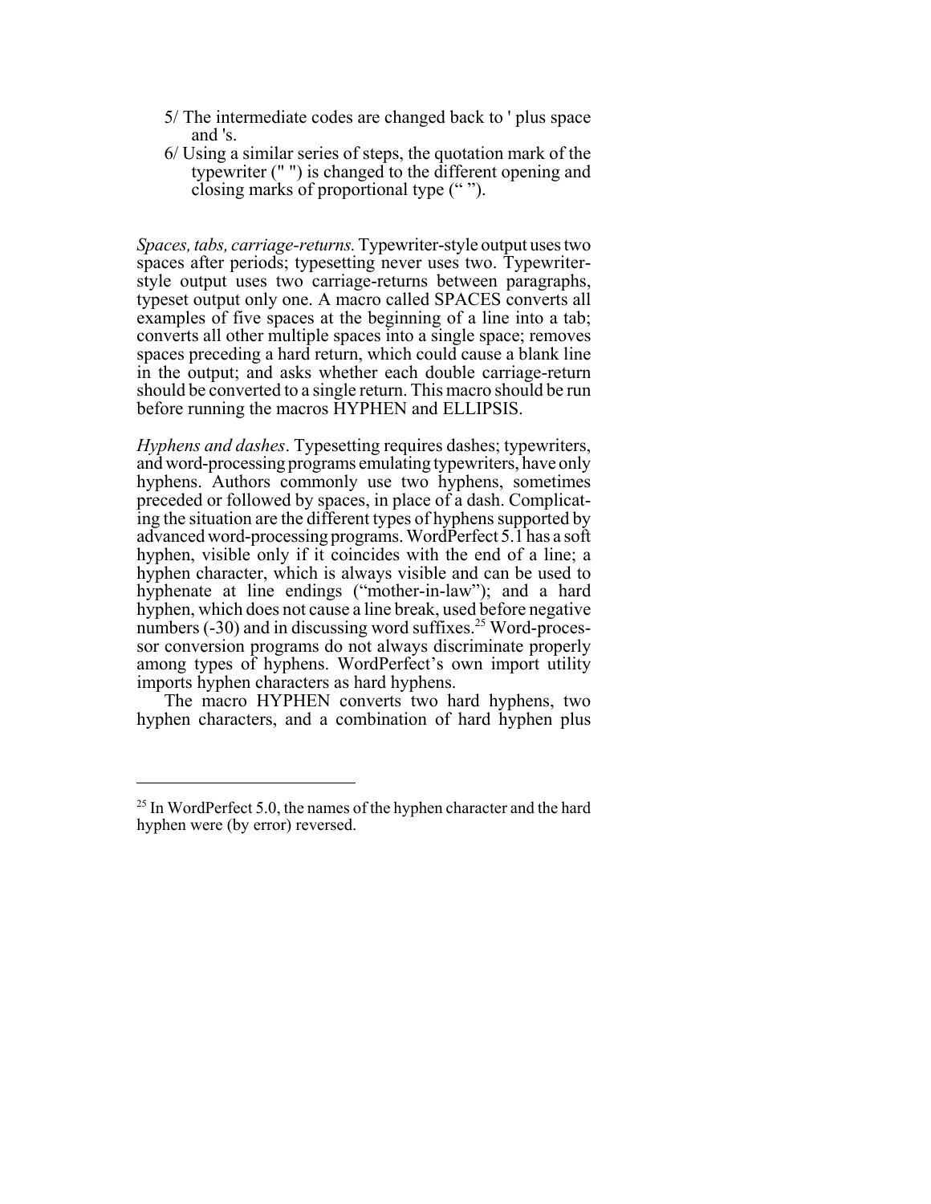5/ The intermediate codes are changed back to ' plus space and 's.

6/ Using a similar series of steps, the quotation mark of the typewriter (" ") is changed to the different opening and closing marks of proportional type (“ ”).

*Spaces, tabs, carriage-returns.* Typewriter-style output uses two spaces after periods; typesetting never uses two. Typewriter-style output uses two carriage-returns between paragraphs, typeset output only one. A macro called SPACES converts all examples of five spaces at the beginning of a line into a tab; converts all other multiple spaces into a single space; removes spaces preceding a hard return, which could cause a blank line in the output; and asks whether each double carriage-return should be converted to a single return. This macro should be run before running the macros HYPHEN and ELLIPSIS.

*Hyphens and dashes*. Typesetting requires dashes; typewriters, and word-processing programs emulating typewriters, have only hyphens. Authors commonly use two hyphens, sometimes preceded or followed by spaces, in place of a dash. Complicating the situation are the different types of hyphens supported by advanced word-processing programs. WordPerfect 5.1 has a soft hyphen, visible only if it coincides with the end of a line; a hyphen character, which is always visible and can be used to hyphenate at line endings (“mother-in-law”); and a hard hyphen, which does not cause a line break, used before negative numbers (-30) and in discussing word suffixes.[25] Word-processor conversion programs do not always discriminate properly among types of hyphens. WordPerfect’s own import utility imports hyphen characters as hard hyphens.

The macro HYPHEN converts two hard hyphens, two hyphen characters, and a combination of hard hyphen plus

---

[25] In WordPerfect 5.0, the names of the hyphen character and the hard hyphen were (by error) reversed.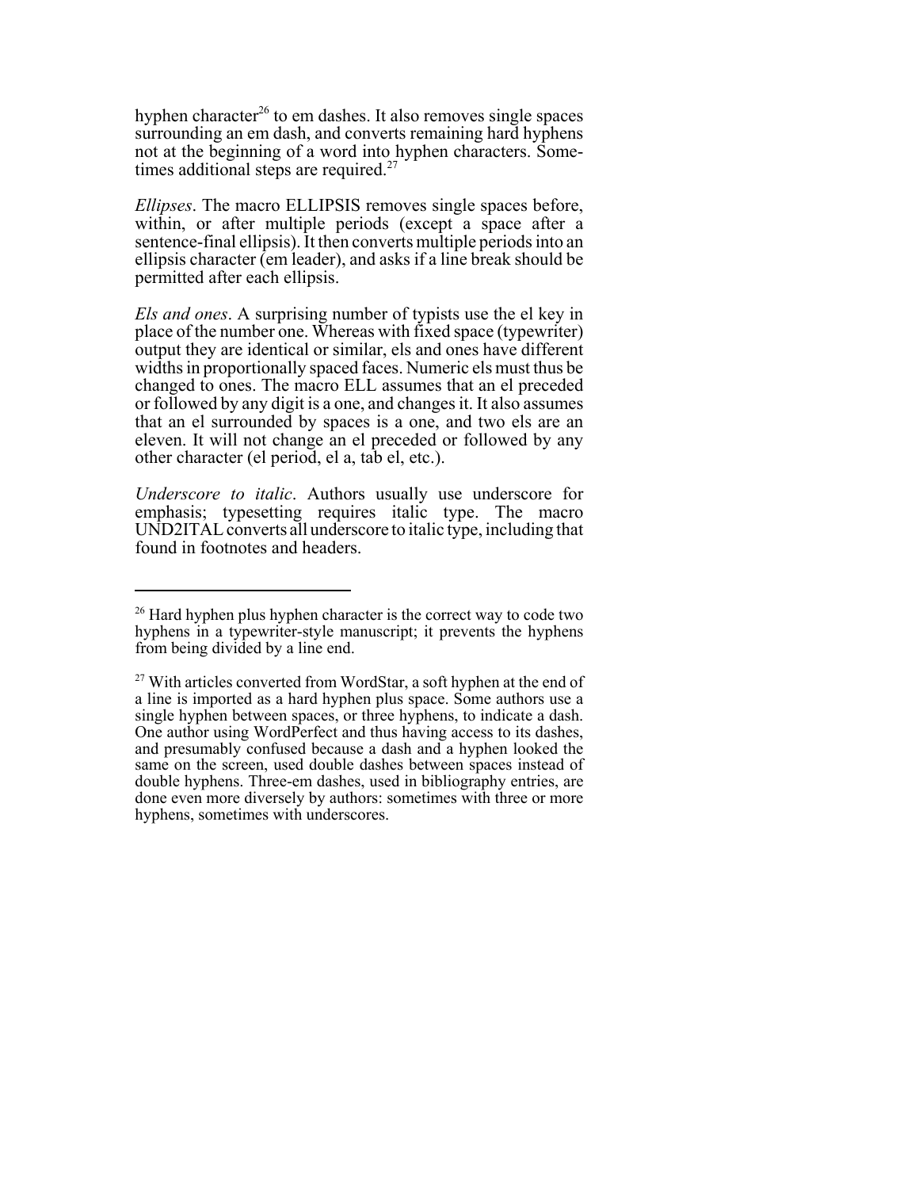hyphen character[26] to em dashes. It also removes single spaces surrounding an em dash, and converts remaining hard hyphens not at the beginning of a word into hyphen characters. Sometimes additional steps are required.[27]

*Ellipses*. The macro ELLIPSIS removes single spaces before, within, or after multiple periods (except a space after a sentence-final ellipsis). It then converts multiple periods into an ellipsis character (em leader), and asks if a line break should be permitted after each ellipsis.

*Els and ones*. A surprising number of typists use the el key in place of the number one. Whereas with fixed space (typewriter) output they are identical or similar, els and ones have different widths in proportionally spaced faces. Numeric els must thus be changed to ones. The macro ELL assumes that an el preceded or followed by any digit is a one, and changes it. It also assumes that an el surrounded by spaces is a one, and two els are an eleven. It will not change an el preceded or followed by any other character (el period, el a, tab el, etc.).

*Underscore to italic*. Authors usually use underscore for emphasis; typesetting requires italic type. The macro UND2ITAL converts all underscore to italic type, including that found in footnotes and headers.

---

[26] Hard hyphen plus hyphen character is the correct way to code two hyphens in a typewriter-style manuscript; it prevents the hyphens from being divided by a line end.

[27] With articles converted from WordStar, a soft hyphen at the end of a line is imported as a hard hyphen plus space. Some authors use a single hyphen between spaces, or three hyphens, to indicate a dash. One author using WordPerfect and thus having access to its dashes, and presumably confused because a dash and a hyphen looked the same on the screen, used double dashes between spaces instead of double hyphens. Three-em dashes, used in bibliography entries, are done even more diversely by authors: sometimes with three or more hyphens, sometimes with underscores.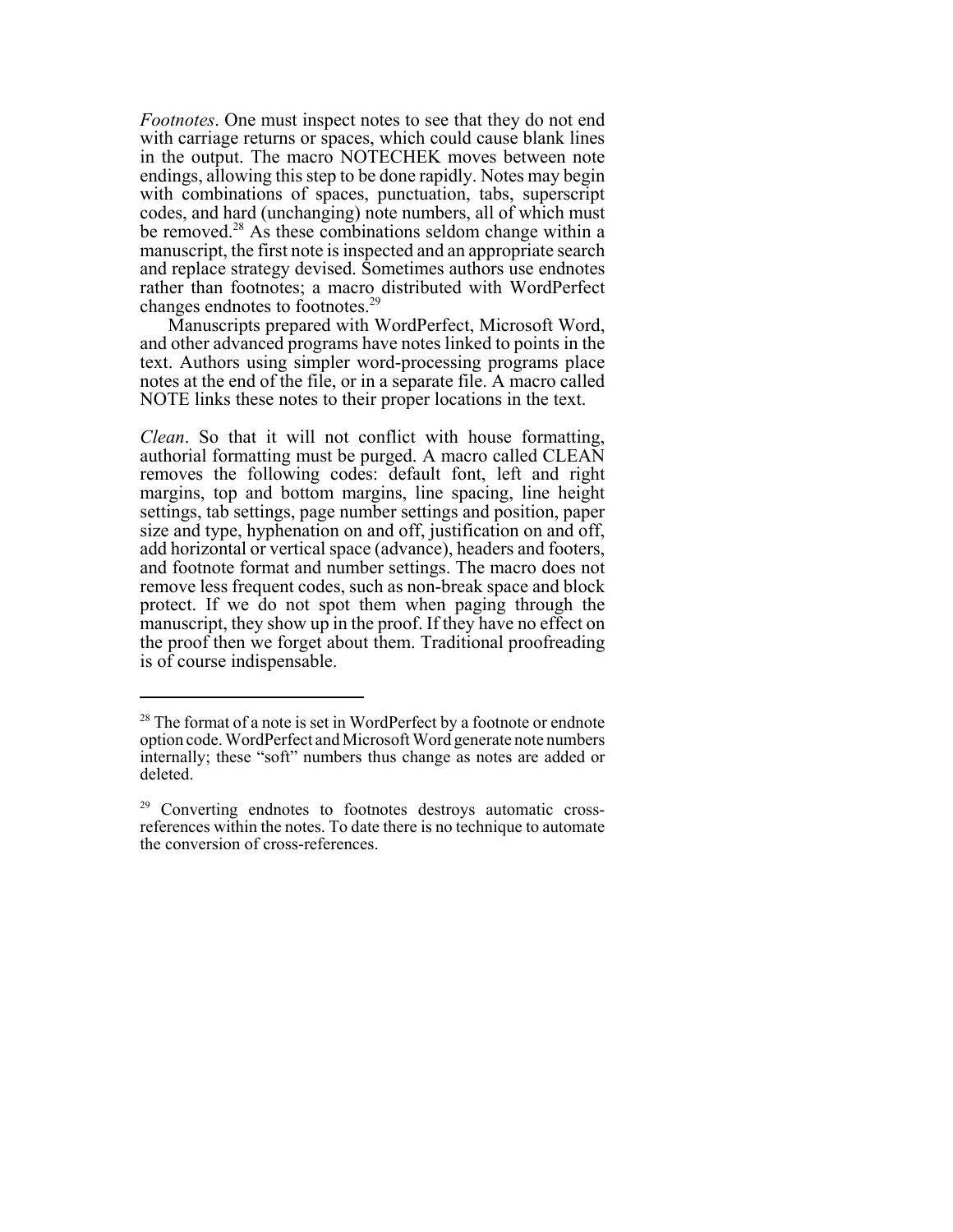*Footnotes*. One must inspect notes to see that they do not end with carriage returns or spaces, which could cause blank lines in the output. The macro NOTECHEK moves between note endings, allowing this step to be done rapidly. Notes may begin with combinations of spaces, punctuation, tabs, superscript codes, and hard (unchanging) note numbers, all of which must be removed.[28] As these combinations seldom change within a manuscript, the first note is inspected and an appropriate search and replace strategy devised. Sometimes authors use endnotes rather than footnotes; a macro distributed with WordPerfect changes endnotes to footnotes.[29]

Manuscripts prepared with WordPerfect, Microsoft Word, and other advanced programs have notes linked to points in the text. Authors using simpler word-processing programs place notes at the end of the file, or in a separate file. A macro called NOTE links these notes to their proper locations in the text.

*Clean*. So that it will not conflict with house formatting, authorial formatting must be purged. A macro called CLEAN removes the following codes: default font, left and right margins, top and bottom margins, line spacing, line height settings, tab settings, page number settings and position, paper size and type, hyphenation on and off, justification on and off, add horizontal or vertical space (advance), headers and footers, and footnote format and number settings. The macro does not remove less frequent codes, such as non-break space and block protect. If we do not spot them when paging through the manuscript, they show up in the proof. If they have no effect on the proof then we forget about them. Traditional proofreading is of course indispensable.

---

[28] The format of a note is set in WordPerfect by a footnote or endnote option code. WordPerfect and Microsoft Word generate note numbers internally; these "soft" numbers thus change as notes are added or deleted.

[29] Converting endnotes to footnotes destroys automatic cross-references within the notes. To date there is no technique to automate the conversion of cross-references.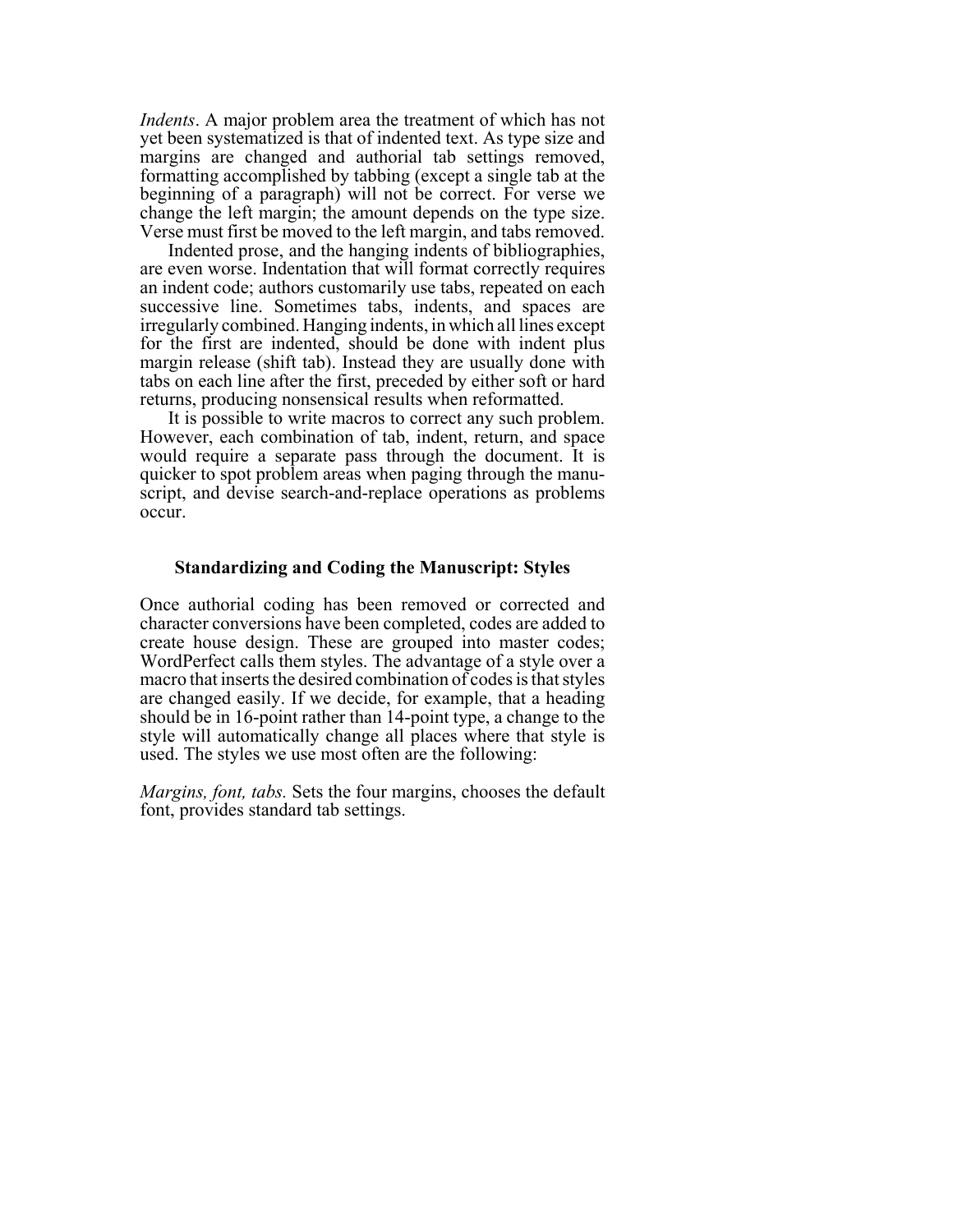*Indents*. A major problem area the treatment of which has not yet been systematized is that of indented text. As type size and margins are changed and authorial tab settings removed, formatting accomplished by tabbing (except a single tab at the beginning of a paragraph) will not be correct. For verse we change the left margin; the amount depends on the type size. Verse must first be moved to the left margin, and tabs removed.

Indented prose, and the hanging indents of bibliographies, are even worse. Indentation that will format correctly requires an indent code; authors customarily use tabs, repeated on each successive line. Sometimes tabs, indents, and spaces are irregularly combined. Hanging indents, in which all lines except for the first are indented, should be done with indent plus margin release (shift tab). Instead they are usually done with tabs on each line after the first, preceded by either soft or hard returns, producing nonsensical results when reformatted.

It is possible to write macros to correct any such problem. However, each combination of tab, indent, return, and space would require a separate pass through the document. It is quicker to spot problem areas when paging through the manuscript, and devise search-and-replace operations as problems occur.

## Standardizing and Coding the Manuscript: Styles

Once authorial coding has been removed or corrected and character conversions have been completed, codes are added to create house design. These are grouped into master codes; WordPerfect calls them styles. The advantage of a style over a macro that inserts the desired combination of codes is that styles are changed easily. If we decide, for example, that a heading should be in 16-point rather than 14-point type, a change to the style will automatically change all places where that style is used. The styles we use most often are the following:

*Margins, font, tabs.* Sets the four margins, chooses the default font, provides standard tab settings.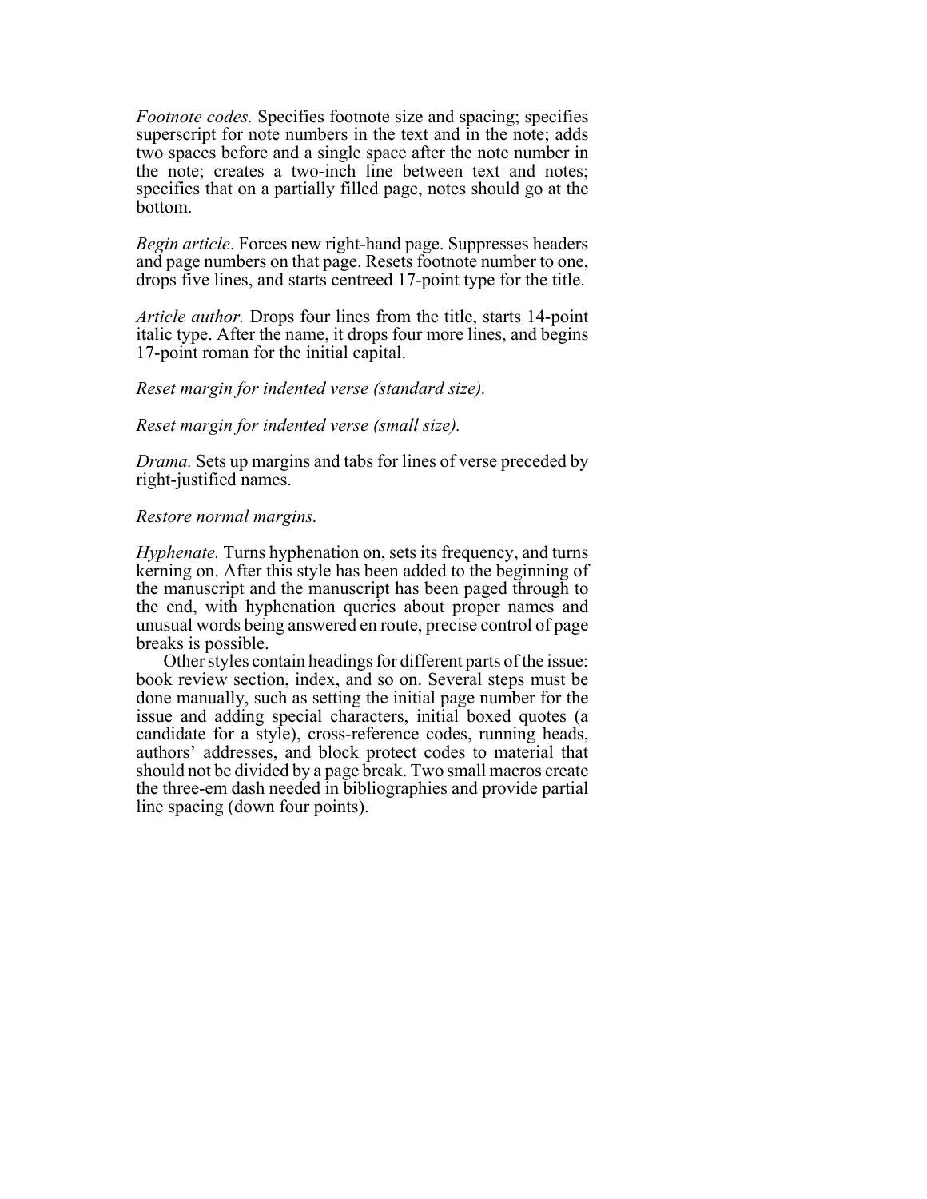*Footnote codes.* Specifies footnote size and spacing; specifies superscript for note numbers in the text and in the note; adds two spaces before and a single space after the note number in the note; creates a two-inch line between text and notes; specifies that on a partially filled page, notes should go at the bottom.

*Begin article*. Forces new right-hand page. Suppresses headers and page numbers on that page. Resets footnote number to one, drops five lines, and starts centreed 17-point type for the title.

*Article author.* Drops four lines from the title, starts 14-point italic type. After the name, it drops four more lines, and begins 17-point roman for the initial capital.

*Reset margin for indented verse (standard size).*

*Reset margin for indented verse (small size).*

*Drama.* Sets up margins and tabs for lines of verse preceded by right-justified names.

*Restore normal margins.*

*Hyphenate.* Turns hyphenation on, sets its frequency, and turns kerning on. After this style has been added to the beginning of the manuscript and the manuscript has been paged through to the end, with hyphenation queries about proper names and unusual words being answered en route, precise control of page breaks is possible.

Other styles contain headings for different parts of the issue: book review section, index, and so on. Several steps must be done manually, such as setting the initial page number for the issue and adding special characters, initial boxed quotes (a candidate for a style), cross-reference codes, running heads, authors' addresses, and block protect codes to material that should not be divided by a page break. Two small macros create the three-em dash needed in bibliographies and provide partial line spacing (down four points).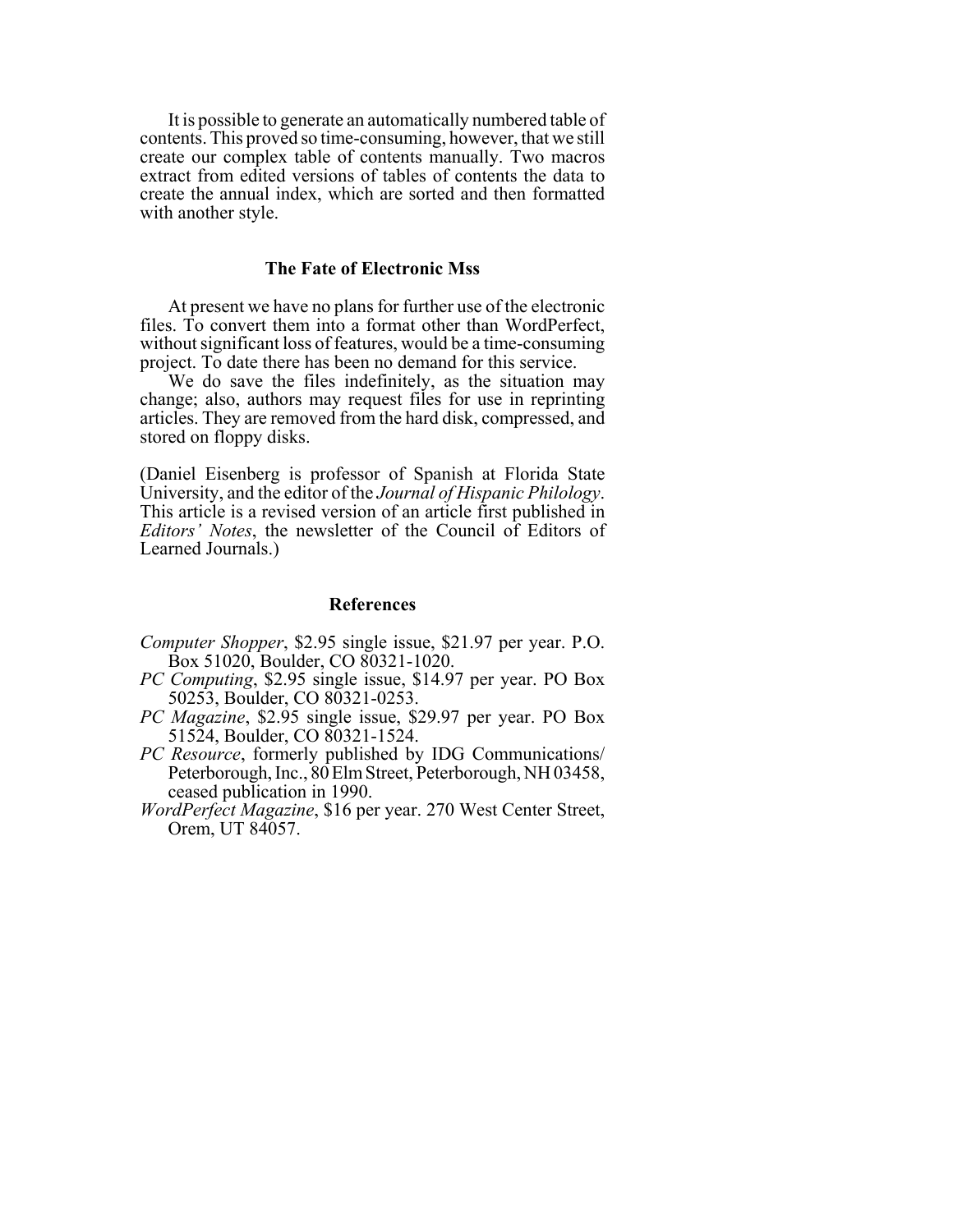It is possible to generate an automatically numbered table of contents. This proved so time-consuming, however, that we still create our complex table of contents manually. Two macros extract from edited versions of tables of contents the data to create the annual index, which are sorted and then formatted with another style.

## The Fate of Electronic Mss

At present we have no plans for further use of the electronic files. To convert them into a format other than WordPerfect, without significant loss of features, would be a time-consuming project. To date there has been no demand for this service.

We do save the files indefinitely, as the situation may change; also, authors may request files for use in reprinting articles. They are removed from the hard disk, compressed, and stored on floppy disks.

(Daniel Eisenberg is professor of Spanish at Florida State University, and the editor of the *Journal of Hispanic Philology*. This article is a revised version of an article first published in *Editors' Notes*, the newsletter of the Council of Editors of Learned Journals.)

## References

*Computer Shopper*, $2.95 single issue, $21.97 per year. P.O. Box 51020, Boulder, CO 80321-1020.

*PC Computing*, $2.95 single issue, $14.97 per year. PO Box 50253, Boulder, CO 80321-0253.

*PC Magazine*, $2.95 single issue, $29.97 per year. PO Box 51524, Boulder, CO 80321-1524.

*PC Resource*, formerly published by IDG Communications/ Peterborough, Inc., 80 Elm Street, Peterborough, NH 03458, ceased publication in 1990.

*WordPerfect Magazine*, $16 per year. 270 West Center Street, Orem, UT 84057.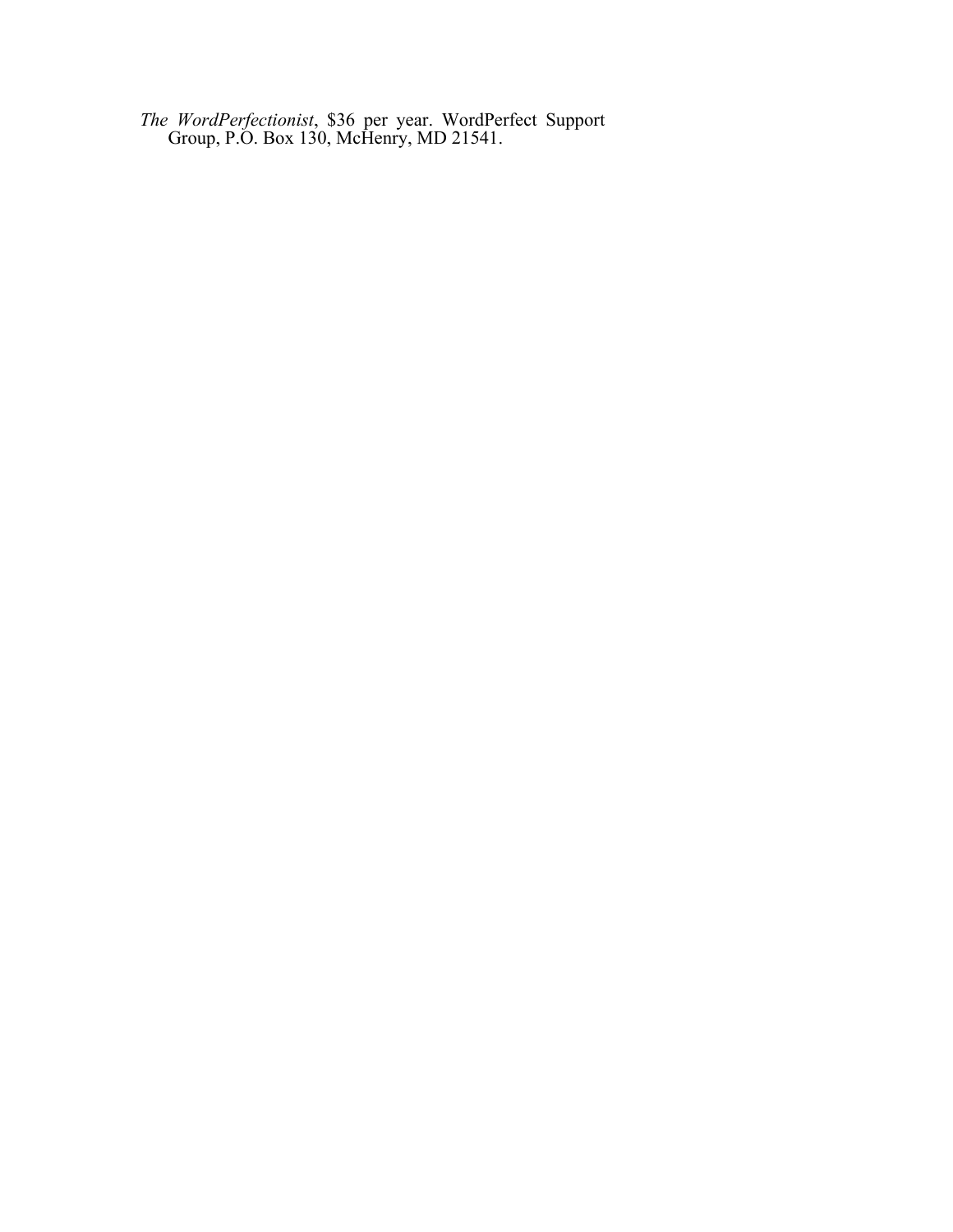*The WordPerfectionist*, $36 per year. WordPerfect Support Group, P.O. Box 130, McHenry, MD 21541.